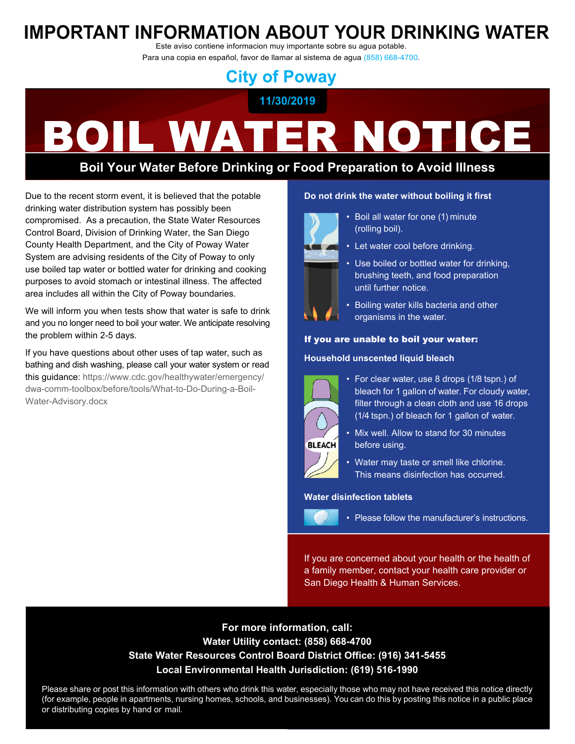# IMPORTANT INFORMATION ABOUT YOUR DRINKING WATER

Este aviso contiene informacion muy importante sobre su agua potable.

Para una copia en español, favor de llamar al sistema de agua (858) 668-4700.

## City of Poway

**11/30/2019**

# BOIL WATER NOTICE

**Boil Your Water Before Drinking or Food Preparation to Avoid Illness**

Due to the recent storm event, it is believed that the potable drinking water distribution system has possibly been compromised. As a precaution, the State Water Resources Control Board, Division of Drinking Water, the San Diego County Health Department, and the City of Poway Water System are advising residents of the City of Poway to only use boiled tap water or bottled water for drinking and cooking purposes to avoid stomach or intestinal illness. The affected area includes all within the City of Poway boundaries.

We will inform you when tests show that water is safe to drink and you no longer need to boil your water. We anticipate resolving the problem within 2-5 days.

If you have questions about other uses of tap water, such as bathing and dish washing, please call your water system or read this guidance: https://www.cdc.gov/healthywater/emergency/dwa-comm-toolbox/before/tools/What-to-Do-During-a-Boil-Water-Advisory.docx

### Do not drink the water without boiling it first

- Boil all water for one (1) minute (rolling boil).
- Let water cool before drinking.
- Use boiled or bottled water for drinking, brushing teeth, and food preparation until further notice.
- Boiling water kills bacteria and other organisms in the water.

### If you are unable to boil your water:

**Household unscented liquid bleach**

- For clear water, use 8 drops (1/8 tspn.) of bleach for 1 gallon of water. For cloudy water, filter through a clean cloth and use 16 drops (1/4 tspn.) of bleach for 1 gallon of water.
- Mix well. Allow to stand for 30 minutes before using.
- Water may taste or smell like chlorine. This means disinfection has occurred.

**Water disinfection tablets**

- Please follow the manufacturer's instructions.

If you are concerned about your health or the health of a family member, contact your health care provider or San Diego Health & Human Services.

**For more information, call:**
**Water Utility contact: (858) 668-4700**
**State Water Resources Control Board District Office: (916) 341-5455**
**Local Environmental Health Jurisdiction: (619) 516-1990**

Please share or post this information with others who drink this water, especially those who may not have received this notice directly (for example, people in apartments, nursing homes, schools, and businesses). You can do this by posting this notice in a public place or distributing copies by hand or mail.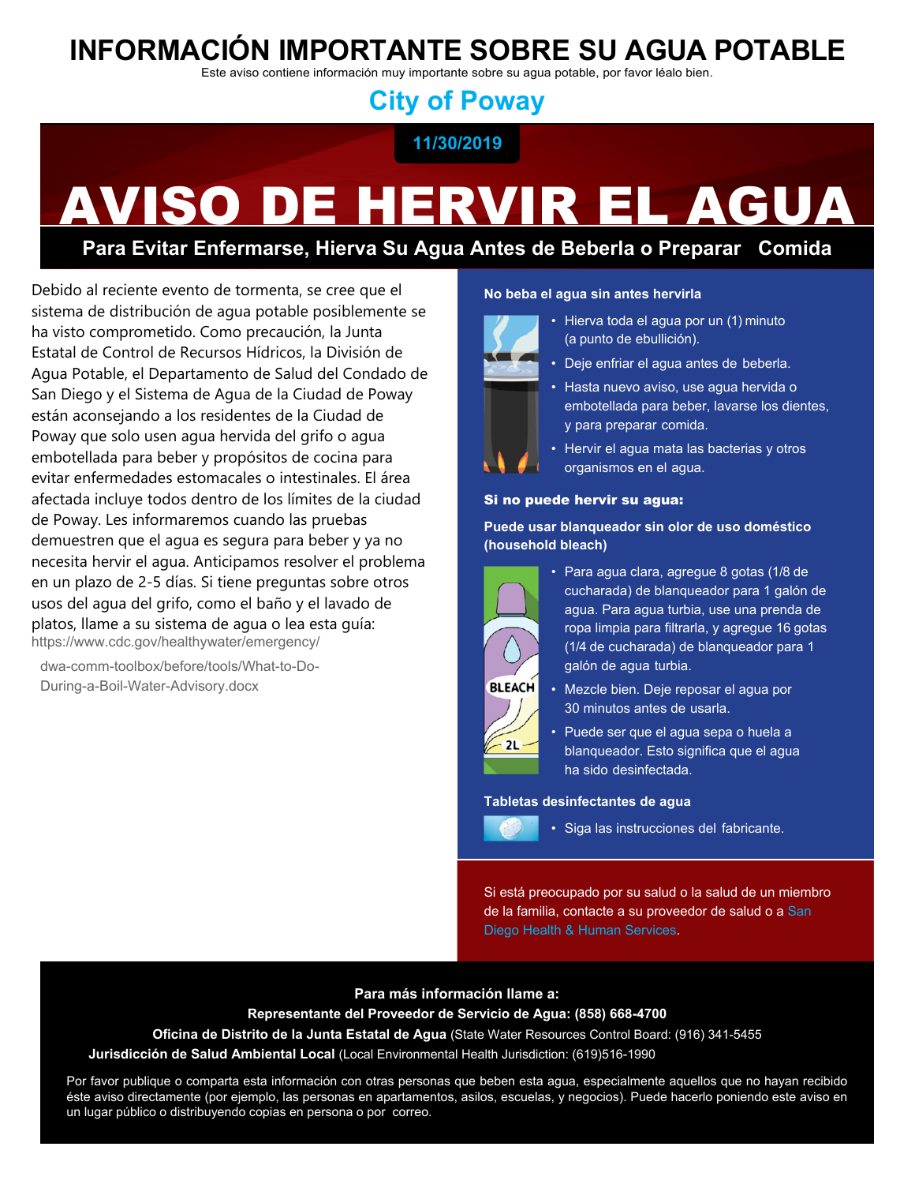# INFORMACIÓN IMPORTANTE SOBRE SU AGUA POTABLE

Este aviso contiene información muy importante sobre su agua potable, por favor léalo bien.

## City of Poway

**11/30/2019**

# AVISO DE HERVIR EL AGUA

**Para Evitar Enfermarse, Hierva Su Agua Antes de Beberla o Preparar Comida**

Debido al reciente evento de tormenta, se cree que el sistema de distribución de agua potable posiblemente se ha visto comprometido. Como precaución, la Junta Estatal de Control de Recursos Hídricos, la División de Agua Potable, el Departamento de Salud del Condado de San Diego y el Sistema de Agua de la Ciudad de Poway están aconsejando a los residentes de la Ciudad de Poway que solo usen agua hervida del grifo o agua embotellada para beber y propósitos de cocina para evitar enfermedades estomacales o intestinales. El área afectada incluye todos dentro de los límites de la ciudad de Poway. Les informaremos cuando las pruebas demuestren que el agua es segura para beber y ya no necesita hervir el agua. Anticipamos resolver el problema en un plazo de 2-5 días. Si tiene preguntas sobre otros usos del agua del grifo, como el baño y el lavado de platos, llame a su sistema de agua o lea esta guía: https://www.cdc.gov/healthywater/emergency/dwa-comm-toolbox/before/tools/What-to-Do-During-a-Boil-Water-Advisory.docx

**No beba el agua sin antes hervirla**

- Hierva toda el agua por un (1) minuto (a punto de ebullición).
- Deje enfriar el agua antes de beberla.
- Hasta nuevo aviso, use agua hervida o embotellada para beber, lavarse los dientes, y para preparar comida.
- Hervir el agua mata las bacterias y otros organismos en el agua.

**Si no puede hervir su agua:**

**Puede usar blanqueador sin olor de uso doméstico (household bleach)**

- Para agua clara, agregue 8 gotas (1/8 de cucharada) de blanqueador para 1 galón de agua. Para agua turbia, use una prenda de ropa limpia para filtrarla, y agregue 16 gotas (1/4 de cucharada) de blanqueador para 1 galón de agua turbia.
- Mezcle bien. Deje reposar el agua por 30 minutos antes de usarla.
- Puede ser que el agua sepa o huela a blanqueador. Esto significa que el agua ha sido desinfectada.

**Tabletas desinfectantes de agua**

- Siga las instrucciones del fabricante.

Si está preocupado por su salud o la salud de un miembro de la familia, contacte a su proveedor de salud o a San Diego Health & Human Services.

**Para más información llame a:**

**Representante del Proveedor de Servicio de Agua: (858) 668-4700**

**Oficina de Distrito de la Junta Estatal de Agua** (State Water Resources Control Board: (916) 341-5455

**Jurisdicción de Salud Ambiental Local** (Local Environmental Health Jurisdiction: (619)516-1990

Por favor publique o comparta esta información con otras personas que beben esta agua, especialmente aquellos que no hayan recibido éste aviso directamente (por ejemplo, las personas en apartamentos, asilos, escuelas, y negocios). Puede hacerlo poniendo este aviso en un lugar público o distribuyendo copias en persona o por correo.